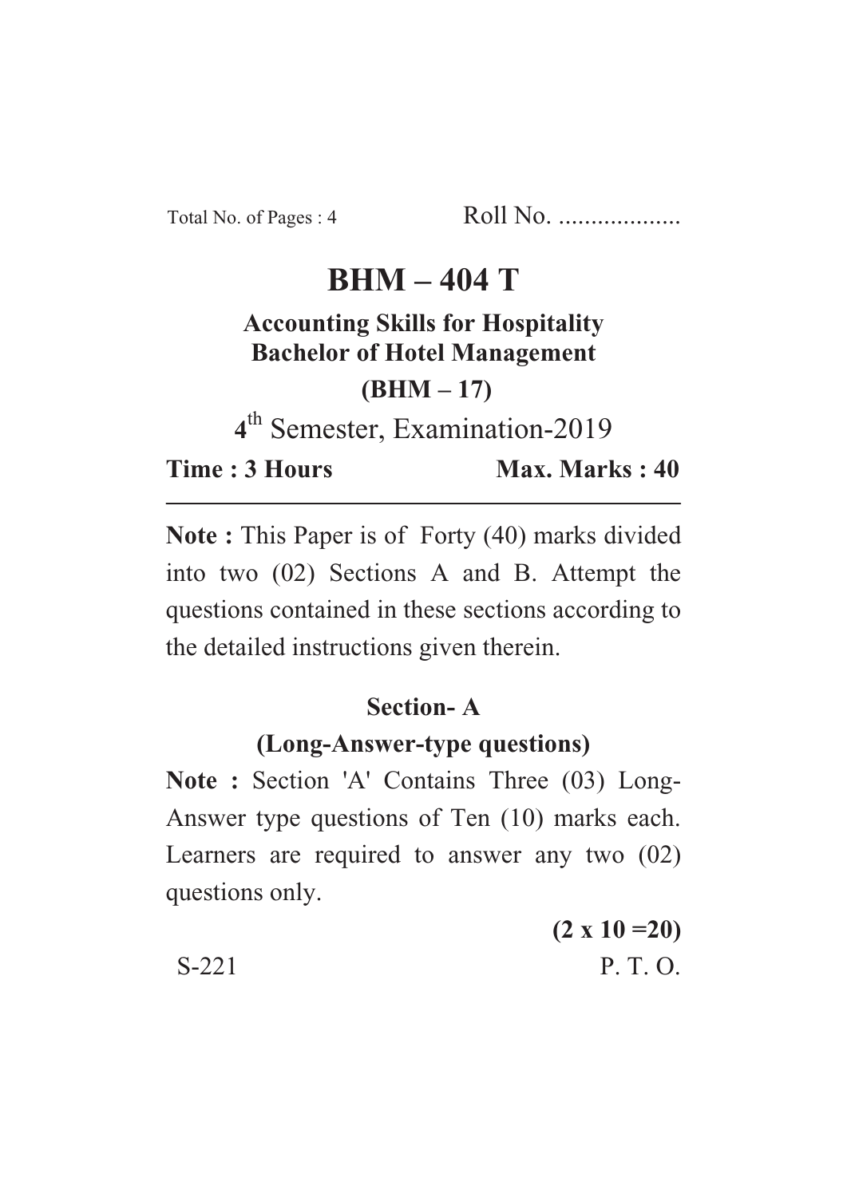Total No. of Pages : 4 Roll No. ...................

# BHM – 404 T

**Accounting Skills for Hospitality**
**Bachelor of Hotel Management**
**(BHM – 17)**

4th Semester, Examination-2019

**Time : 3 Hours** **Max. Marks : 40**

---

**Note :** This Paper is of Forty (40) marks divided into two (02) Sections A and B. Attempt the questions contained in these sections according to the detailed instructions given therein.

## Section- A

**(Long-Answer-type questions)**

**Note :** Section 'A' Contains Three (03) Long-Answer type questions of Ten (10) marks each. Learners are required to answer any two (02) questions only.

**(2 x 10 =20)**

S-221 P. T. O.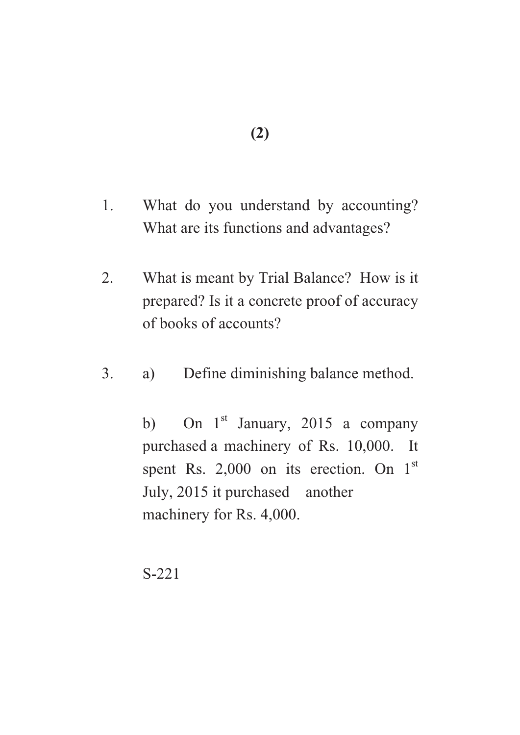1. What do you understand by accounting? What are its functions and advantages?

2. What is meant by Trial Balance? How is it prepared? Is it a concrete proof of accuracy of books of accounts?

3. a) Define diminishing balance method.

   b) On 1st January, 2015 a company purchased a machinery of Rs. 10,000. It spent Rs. 2,000 on its erection. On 1st July, 2015 it purchased another machinery for Rs. 4,000.

S-221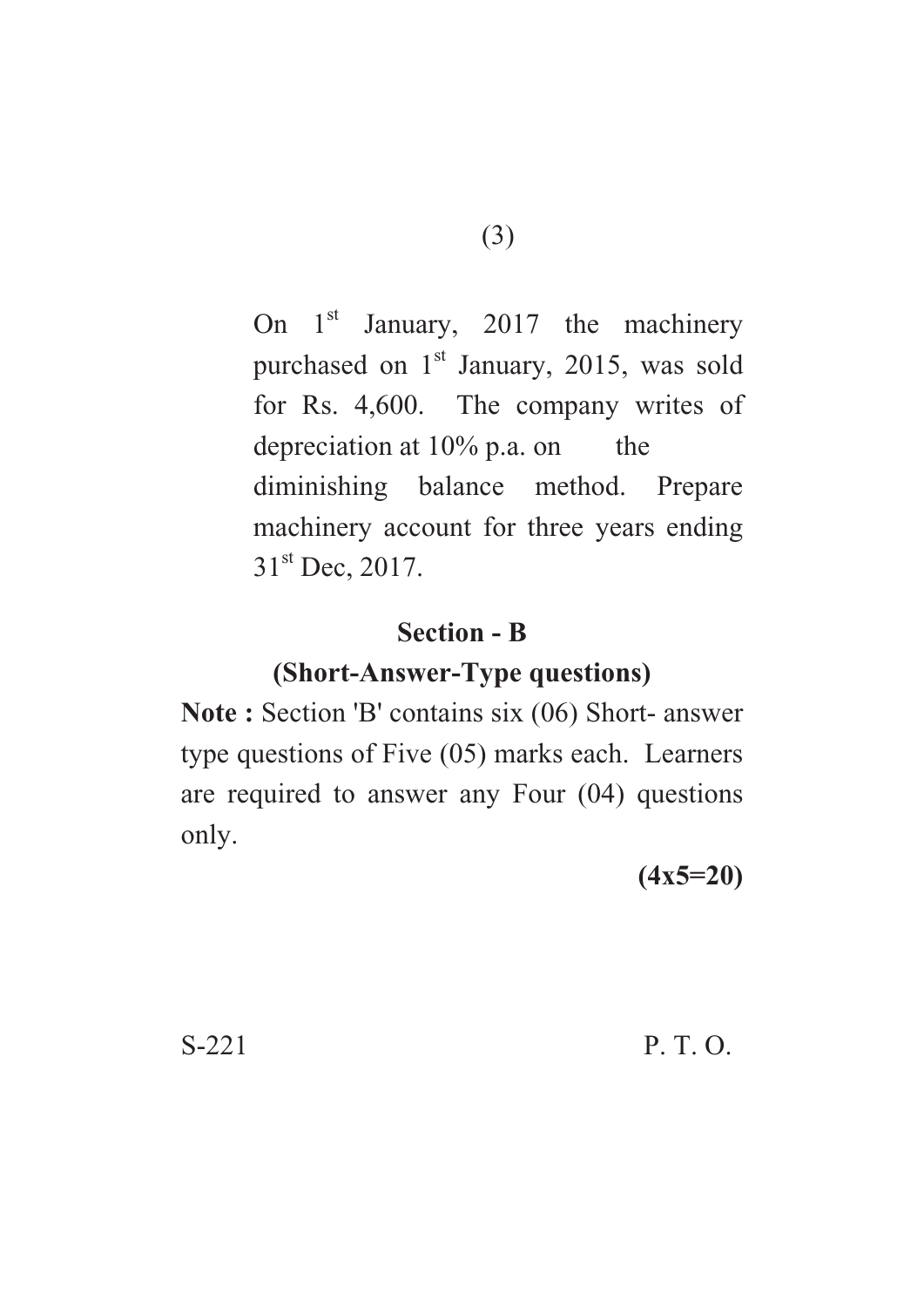On 1st January, 2017 the machinery purchased on 1st January, 2015, was sold for Rs. 4,600. The company writes of depreciation at 10% p.a. on the diminishing balance method. Prepare machinery account for three years ending 31st Dec, 2017.

## Section - B

### (Short-Answer-Type questions)

**Note :** Section 'B' contains six (06) Short- answer type questions of Five (05) marks each. Learners are required to answer any Four (04) questions only.

**(4x5=20)**

S-221 P. T. O.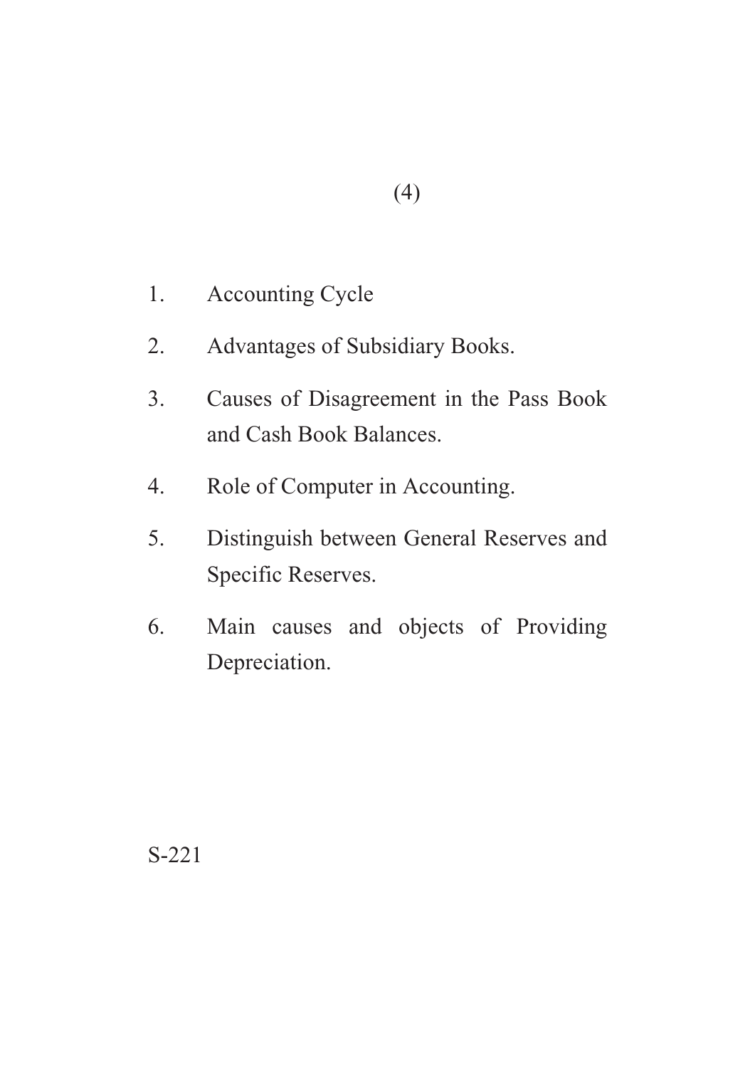1. Accounting Cycle
2. Advantages of Subsidiary Books.
3. Causes of Disagreement in the Pass Book and Cash Book Balances.
4. Role of Computer in Accounting.
5. Distinguish between General Reserves and Specific Reserves.
6. Main causes and objects of Providing Depreciation.

S-221